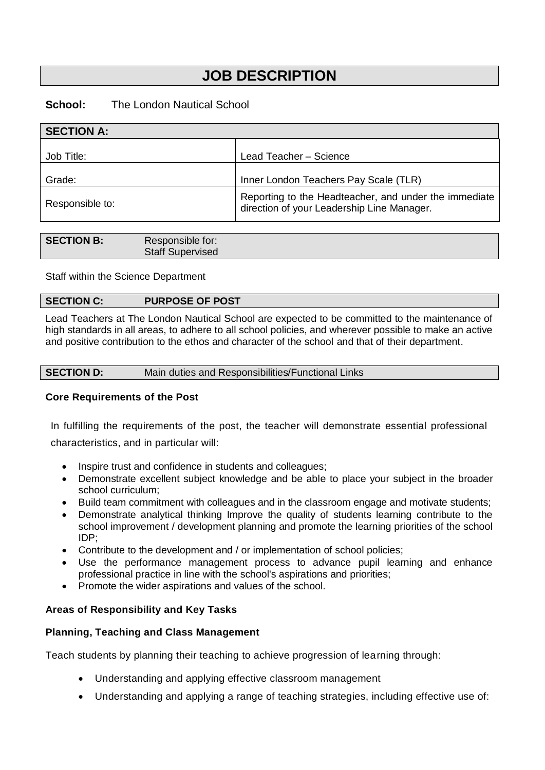# JOB DESCRIPTION

**School:** The London Nautical School

| **SECTION A:** | |
|---|---|
| Job Title: | Lead Teacher – Science |
| Grade: | Inner London Teachers Pay Scale (TLR) |
| Responsible to: | Reporting to the Headteacher, and under the immediate direction of your Leadership Line Manager. |

| **SECTION B:** | Responsible for: Staff Supervised |
|---|---|

Staff within the Science Department

| **SECTION C:** | **PURPOSE OF POST** |
|---|---|

Lead Teachers at The London Nautical School are expected to be committed to the maintenance of high standards in all areas, to adhere to all school policies, and wherever possible to make an active and positive contribution to the ethos and character of the school and that of their department.

| **SECTION D:** | Main duties and Responsibilities/Functional Links |
|---|---|

**Core Requirements of the Post**

In fulfilling the requirements of the post, the teacher will demonstrate essential professional characteristics, and in particular will:

- Inspire trust and confidence in students and colleagues;
- Demonstrate excellent subject knowledge and be able to place your subject in the broader school curriculum;
- Build team commitment with colleagues and in the classroom engage and motivate students;
- Demonstrate analytical thinking Improve the quality of students learning contribute to the school improvement / development planning and promote the learning priorities of the school IDP;
- Contribute to the development and / or implementation of school policies;
- Use the performance management process to advance pupil learning and enhance professional practice in line with the school's aspirations and priorities;
- Promote the wider aspirations and values of the school.

**Areas of Responsibility and Key Tasks**

**Planning, Teaching and Class Management**

Teach students by planning their teaching to achieve progression of learning through:

- Understanding and applying effective classroom management
- Understanding and applying a range of teaching strategies, including effective use of: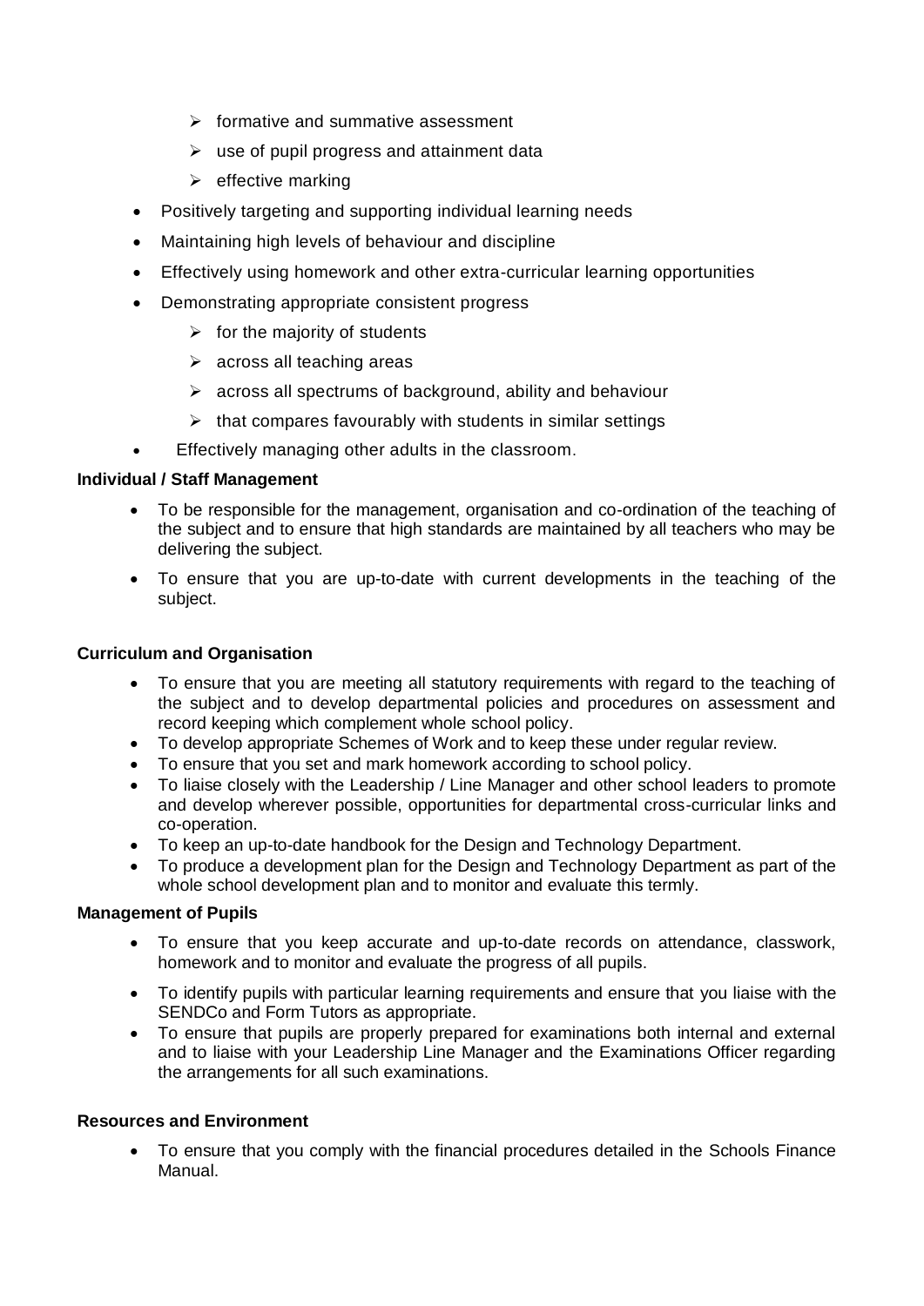- formative and summative assessment
  - use of pupil progress and attainment data
  - effective marking
- Positively targeting and supporting individual learning needs
- Maintaining high levels of behaviour and discipline
- Effectively using homework and other extra-curricular learning opportunities
- Demonstrating appropriate consistent progress
  - for the majority of students
  - across all teaching areas
  - across all spectrums of background, ability and behaviour
  - that compares favourably with students in similar settings
- Effectively managing other adults in the classroom.

**Individual / Staff Management**

- To be responsible for the management, organisation and co-ordination of the teaching of the subject and to ensure that high standards are maintained by all teachers who may be delivering the subject.
- To ensure that you are up-to-date with current developments in the teaching of the subject.

**Curriculum and Organisation**

- To ensure that you are meeting all statutory requirements with regard to the teaching of the subject and to develop departmental policies and procedures on assessment and record keeping which complement whole school policy.
- To develop appropriate Schemes of Work and to keep these under regular review.
- To ensure that you set and mark homework according to school policy.
- To liaise closely with the Leadership / Line Manager and other school leaders to promote and develop wherever possible, opportunities for departmental cross-curricular links and co-operation.
- To keep an up-to-date handbook for the Design and Technology Department.
- To produce a development plan for the Design and Technology Department as part of the whole school development plan and to monitor and evaluate this termly.

**Management of Pupils**

- To ensure that you keep accurate and up-to-date records on attendance, classwork, homework and to monitor and evaluate the progress of all pupils.
- To identify pupils with particular learning requirements and ensure that you liaise with the SENDCo and Form Tutors as appropriate.
- To ensure that pupils are properly prepared for examinations both internal and external and to liaise with your Leadership Line Manager and the Examinations Officer regarding the arrangements for all such examinations.

**Resources and Environment**

- To ensure that you comply with the financial procedures detailed in the Schools Finance Manual.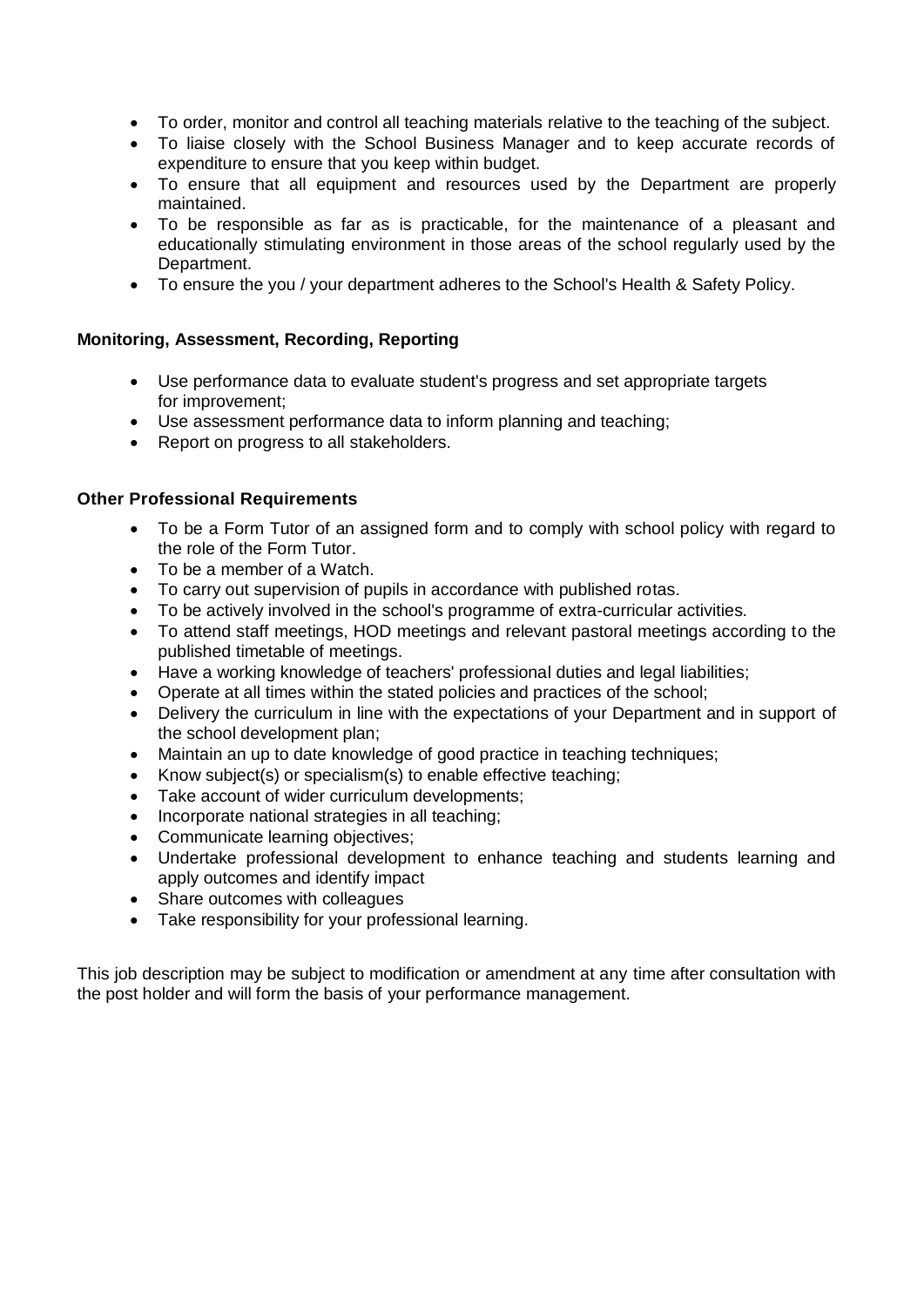- To order, monitor and control all teaching materials relative to the teaching of the subject.
- To liaise closely with the School Business Manager and to keep accurate records of expenditure to ensure that you keep within budget.
- To ensure that all equipment and resources used by the Department are properly maintained.
- To be responsible as far as is practicable, for the maintenance of a pleasant and educationally stimulating environment in those areas of the school regularly used by the Department.
- To ensure the you / your department adheres to the School's Health & Safety Policy.

**Monitoring, Assessment, Recording, Reporting**

- Use performance data to evaluate student's progress and set appropriate targets for improvement;
- Use assessment performance data to inform planning and teaching;
- Report on progress to all stakeholders.

**Other Professional Requirements**

- To be a Form Tutor of an assigned form and to comply with school policy with regard to the role of the Form Tutor.
- To be a member of a Watch.
- To carry out supervision of pupils in accordance with published rotas.
- To be actively involved in the school's programme of extra-curricular activities.
- To attend staff meetings, HOD meetings and relevant pastoral meetings according to the published timetable of meetings.
- Have a working knowledge of teachers' professional duties and legal liabilities;
- Operate at all times within the stated policies and practices of the school;
- Delivery the curriculum in line with the expectations of your Department and in support of the school development plan;
- Maintain an up to date knowledge of good practice in teaching techniques;
- Know subject(s) or specialism(s) to enable effective teaching;
- Take account of wider curriculum developments;
- Incorporate national strategies in all teaching;
- Communicate learning objectives;
- Undertake professional development to enhance teaching and students learning and apply outcomes and identify impact
- Share outcomes with colleagues
- Take responsibility for your professional learning.

This job description may be subject to modification or amendment at any time after consultation with the post holder and will form the basis of your performance management.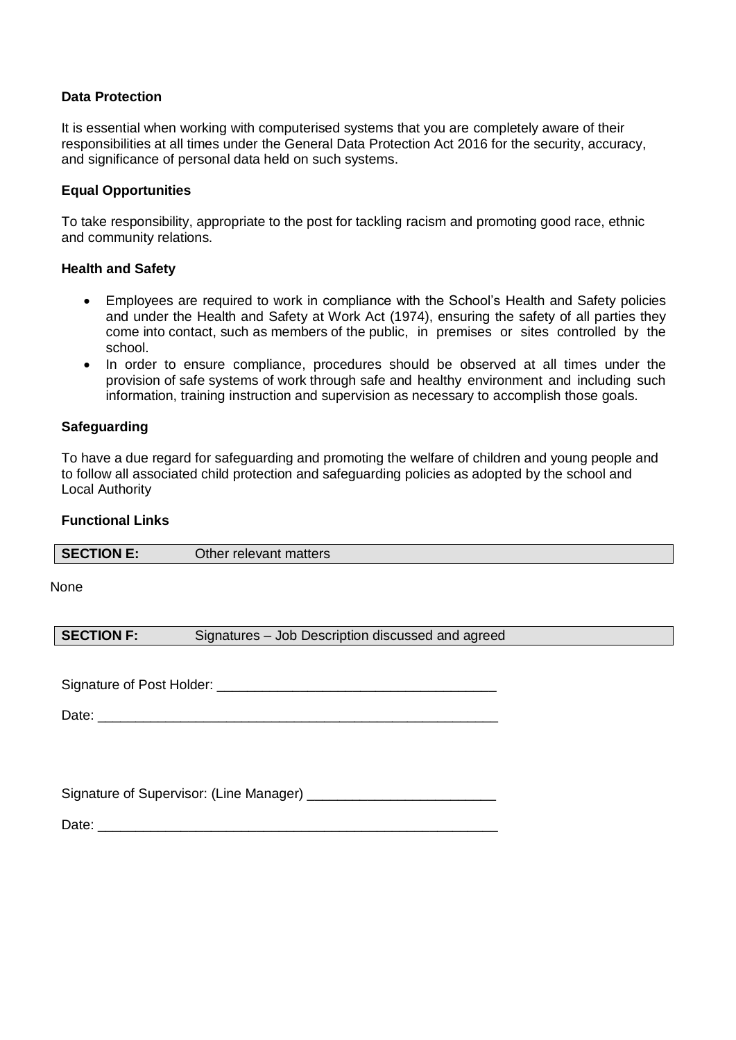**Data Protection**

It is essential when working with computerised systems that you are completely aware of their responsibilities at all times under the General Data Protection Act 2016 for the security, accuracy, and significance of personal data held on such systems.

**Equal Opportunities**

To take responsibility, appropriate to the post for tackling racism and promoting good race, ethnic and community relations.

**Health and Safety**

- Employees are required to work in compliance with the School's Health and Safety policies and under the Health and Safety at Work Act (1974), ensuring the safety of all parties they come into contact, such as members of the public, in premises or sites controlled by the school.
- In order to ensure compliance, procedures should be observed at all times under the provision of safe systems of work through safe and healthy environment and including such information, training instruction and supervision as necessary to accomplish those goals.

**Safeguarding**

To have a due regard for safeguarding and promoting the welfare of children and young people and to follow all associated child protection and safeguarding policies as adopted by the school and Local Authority

**Functional Links**

| **SECTION E:** | Other relevant matters |
|---|---|

None

| **SECTION F:** | Signatures – Job Description discussed and agreed |
|---|---|

Signature of Post Holder: ______________________________________

Date: ______________________________________________________

Signature of Supervisor: (Line Manager) _________________________

Date: ______________________________________________________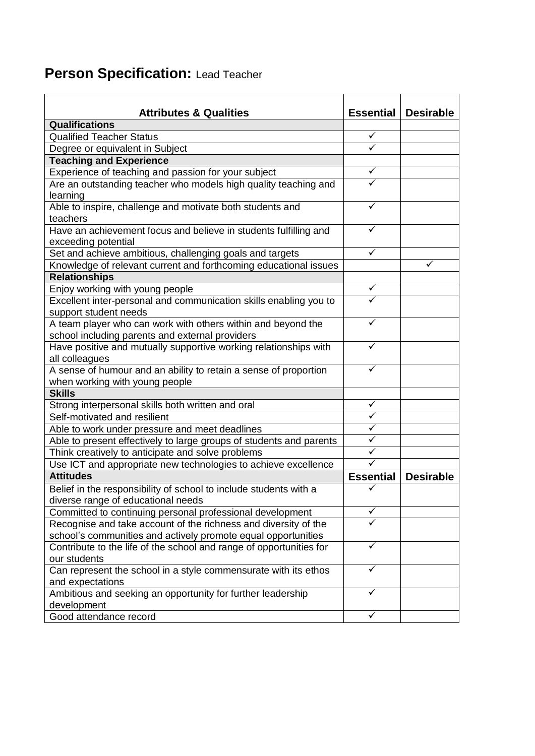# **Person Specification:** Lead Teacher

| Attributes & Qualities | Essential | Desirable |
|---|---|---|
| **Qualifications** | | |
| Qualified Teacher Status | ✓ | |
| Degree or equivalent in Subject | ✓ | |
| **Teaching and Experience** | | |
| Experience of teaching and passion for your subject | ✓ | |
| Are an outstanding teacher who models high quality teaching and learning | ✓ | |
| Able to inspire, challenge and motivate both students and teachers | ✓ | |
| Have an achievement focus and believe in students fulfilling and exceeding potential | ✓ | |
| Set and achieve ambitious, challenging goals and targets | ✓ | |
| Knowledge of relevant current and forthcoming educational issues | | ✓ |
| **Relationships** | | |
| Enjoy working with young people | ✓ | |
| Excellent inter-personal and communication skills enabling you to support student needs | ✓ | |
| A team player who can work with others within and beyond the school including parents and external providers | ✓ | |
| Have positive and mutually supportive working relationships with all colleagues | ✓ | |
| A sense of humour and an ability to retain a sense of proportion when working with young people | ✓ | |
| **Skills** | | |
| Strong interpersonal skills both written and oral | ✓ | |
| Self-motivated and resilient | ✓ | |
| Able to work under pressure and meet deadlines | ✓ | |
| Able to present effectively to large groups of students and parents | ✓ | |
| Think creatively to anticipate and solve problems | ✓ | |
| Use ICT and appropriate new technologies to achieve excellence | ✓ | |
| **Attitudes** | **Essential** | **Desirable** |
| Belief in the responsibility of school to include students with a diverse range of educational needs | ✓ | |
| Committed to continuing personal professional development | ✓ | |
| Recognise and take account of the richness and diversity of the school's communities and actively promote equal opportunities | ✓ | |
| Contribute to the life of the school and range of opportunities for our students | ✓ | |
| Can represent the school in a style commensurate with its ethos and expectations | ✓ | |
| Ambitious and seeking an opportunity for further leadership development | ✓ | |
| Good attendance record | ✓ | |